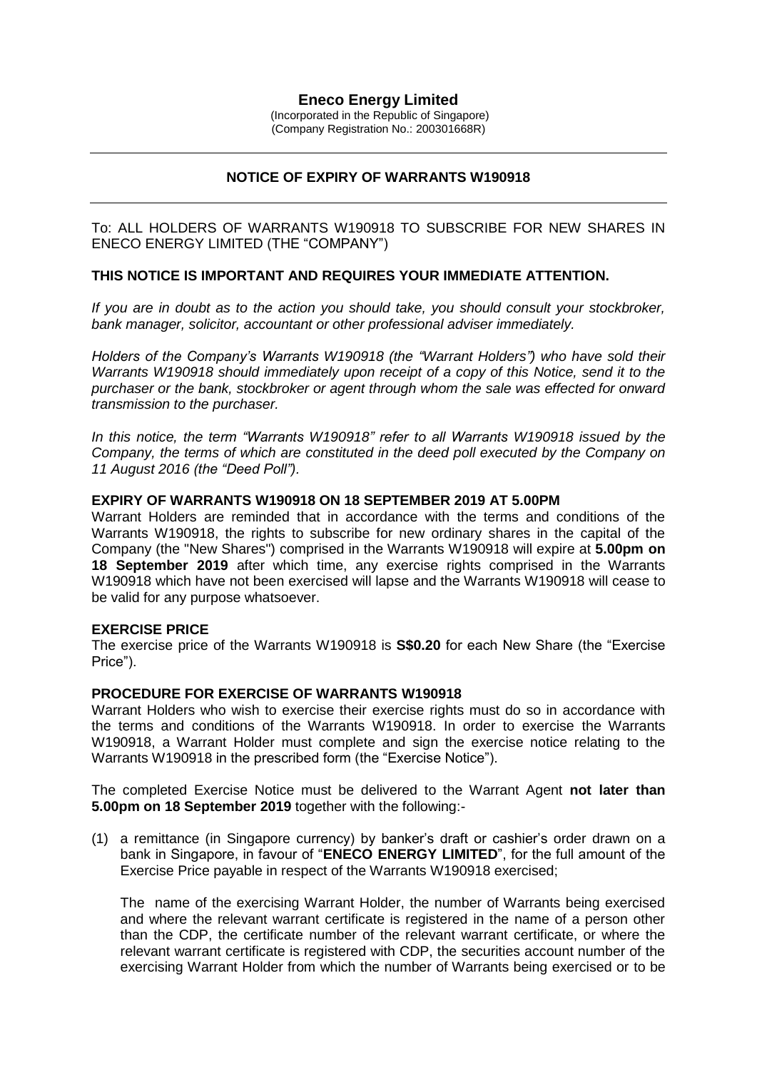# Eneco Energy Limited

(Incorporated in the Republic of Singapore)
(Company Registration No.: 200301668R)

---

## NOTICE OF EXPIRY OF WARRANTS W190918

---

To: ALL HOLDERS OF WARRANTS W190918 TO SUBSCRIBE FOR NEW SHARES IN ENECO ENERGY LIMITED (THE "COMPANY")

**THIS NOTICE IS IMPORTANT AND REQUIRES YOUR IMMEDIATE ATTENTION.**

*If you are in doubt as to the action you should take, you should consult your stockbroker, bank manager, solicitor, accountant or other professional adviser immediately.*

*Holders of the Company's Warrants W190918 (the "Warrant Holders") who have sold their Warrants W190918 should immediately upon receipt of a copy of this Notice, send it to the purchaser or the bank, stockbroker or agent through whom the sale was effected for onward transmission to the purchaser.*

*In this notice, the term "Warrants W190918" refer to all Warrants W190918 issued by the Company, the terms of which are constituted in the deed poll executed by the Company on 11 August 2016 (the "Deed Poll").*

**EXPIRY OF WARRANTS W190918 ON 18 SEPTEMBER 2019 AT 5.00PM**

Warrant Holders are reminded that in accordance with the terms and conditions of the Warrants W190918, the rights to subscribe for new ordinary shares in the capital of the Company (the "New Shares") comprised in the Warrants W190918 will expire at **5.00pm on 18 September 2019** after which time, any exercise rights comprised in the Warrants W190918 which have not been exercised will lapse and the Warrants W190918 will cease to be valid for any purpose whatsoever.

**EXERCISE PRICE**

The exercise price of the Warrants W190918 is **S$0.20** for each New Share (the "Exercise Price").

**PROCEDURE FOR EXERCISE OF WARRANTS W190918**

Warrant Holders who wish to exercise their exercise rights must do so in accordance with the terms and conditions of the Warrants W190918. In order to exercise the Warrants W190918, a Warrant Holder must complete and sign the exercise notice relating to the Warrants W190918 in the prescribed form (the "Exercise Notice").

The completed Exercise Notice must be delivered to the Warrant Agent **not later than 5.00pm on 18 September 2019** together with the following:-

(1) a remittance (in Singapore currency) by banker's draft or cashier's order drawn on a bank in Singapore, in favour of "**ENECO ENERGY LIMITED**", for the full amount of the Exercise Price payable in respect of the Warrants W190918 exercised;

The name of the exercising Warrant Holder, the number of Warrants being exercised and where the relevant warrant certificate is registered in the name of a person other than the CDP, the certificate number of the relevant warrant certificate, or where the relevant warrant certificate is registered with CDP, the securities account number of the exercising Warrant Holder from which the number of Warrants being exercised or to be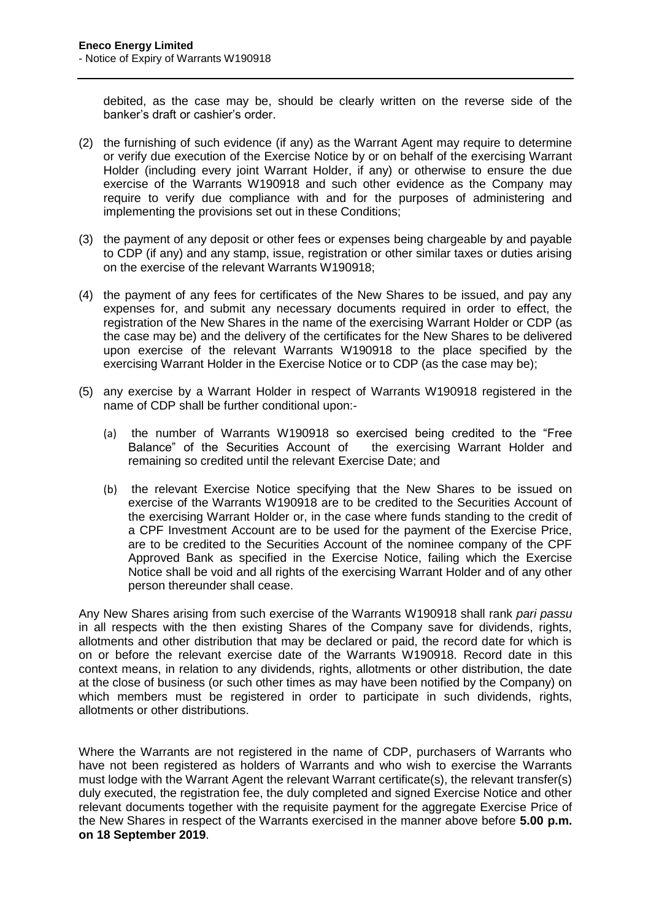debited, as the case may be, should be clearly written on the reverse side of the banker's draft or cashier's order.

(2) the furnishing of such evidence (if any) as the Warrant Agent may require to determine or verify due execution of the Exercise Notice by or on behalf of the exercising Warrant Holder (including every joint Warrant Holder, if any) or otherwise to ensure the due exercise of the Warrants W190918 and such other evidence as the Company may require to verify due compliance with and for the purposes of administering and implementing the provisions set out in these Conditions;

(3) the payment of any deposit or other fees or expenses being chargeable by and payable to CDP (if any) and any stamp, issue, registration or other similar taxes or duties arising on the exercise of the relevant Warrants W190918;

(4) the payment of any fees for certificates of the New Shares to be issued, and pay any expenses for, and submit any necessary documents required in order to effect, the registration of the New Shares in the name of the exercising Warrant Holder or CDP (as the case may be) and the delivery of the certificates for the New Shares to be delivered upon exercise of the relevant Warrants W190918 to the place specified by the exercising Warrant Holder in the Exercise Notice or to CDP (as the case may be);

(5) any exercise by a Warrant Holder in respect of Warrants W190918 registered in the name of CDP shall be further conditional upon:-

   (a) the number of Warrants W190918 so exercised being credited to the "Free Balance" of the Securities Account of the exercising Warrant Holder and remaining so credited until the relevant Exercise Date; and

   (b) the relevant Exercise Notice specifying that the New Shares to be issued on exercise of the Warrants W190918 are to be credited to the Securities Account of the exercising Warrant Holder or, in the case where funds standing to the credit of a CPF Investment Account are to be used for the payment of the Exercise Price, are to be credited to the Securities Account of the nominee company of the CPF Approved Bank as specified in the Exercise Notice, failing which the Exercise Notice shall be void and all rights of the exercising Warrant Holder and of any other person thereunder shall cease.

Any New Shares arising from such exercise of the Warrants W190918 shall rank *pari passu* in all respects with the then existing Shares of the Company save for dividends, rights, allotments and other distribution that may be declared or paid, the record date for which is on or before the relevant exercise date of the Warrants W190918. Record date in this context means, in relation to any dividends, rights, allotments or other distribution, the date at the close of business (or such other times as may have been notified by the Company) on which members must be registered in order to participate in such dividends, rights, allotments or other distributions.

Where the Warrants are not registered in the name of CDP, purchasers of Warrants who have not been registered as holders of Warrants and who wish to exercise the Warrants must lodge with the Warrant Agent the relevant Warrant certificate(s), the relevant transfer(s) duly executed, the registration fee, the duly completed and signed Exercise Notice and other relevant documents together with the requisite payment for the aggregate Exercise Price of the New Shares in respect of the Warrants exercised in the manner above before **5.00 p.m. on 18 September 2019**.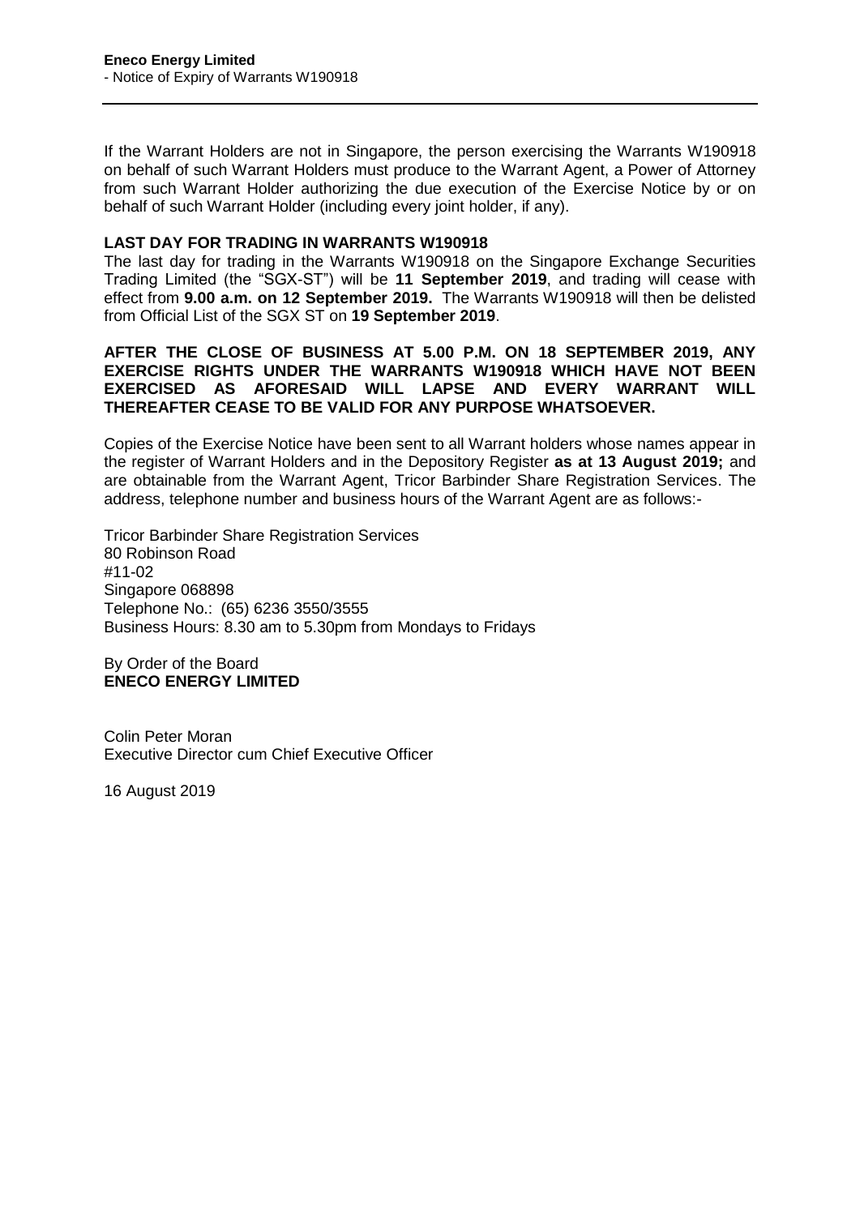If the Warrant Holders are not in Singapore, the person exercising the Warrants W190918 on behalf of such Warrant Holders must produce to the Warrant Agent, a Power of Attorney from such Warrant Holder authorizing the due execution of the Exercise Notice by or on behalf of such Warrant Holder (including every joint holder, if any).

**LAST DAY FOR TRADING IN WARRANTS W190918**

The last day for trading in the Warrants W190918 on the Singapore Exchange Securities Trading Limited (the "SGX-ST") will be **11 September 2019**, and trading will cease with effect from **9.00 a.m. on 12 September 2019.** The Warrants W190918 will then be delisted from Official List of the SGX ST on **19 September 2019**.

**AFTER THE CLOSE OF BUSINESS AT 5.00 P.M. ON 18 SEPTEMBER 2019, ANY EXERCISE RIGHTS UNDER THE WARRANTS W190918 WHICH HAVE NOT BEEN EXERCISED AS AFORESAID WILL LAPSE AND EVERY WARRANT WILL THEREAFTER CEASE TO BE VALID FOR ANY PURPOSE WHATSOEVER.**

Copies of the Exercise Notice have been sent to all Warrant holders whose names appear in the register of Warrant Holders and in the Depository Register **as at 13 August 2019;** and are obtainable from the Warrant Agent, Tricor Barbinder Share Registration Services. The address, telephone number and business hours of the Warrant Agent are as follows:-

Tricor Barbinder Share Registration Services
80 Robinson Road
#11-02
Singapore 068898
Telephone No.: (65) 6236 3550/3555
Business Hours: 8.30 am to 5.30pm from Mondays to Fridays

By Order of the Board
**ENECO ENERGY LIMITED**

Colin Peter Moran
Executive Director cum Chief Executive Officer

16 August 2019